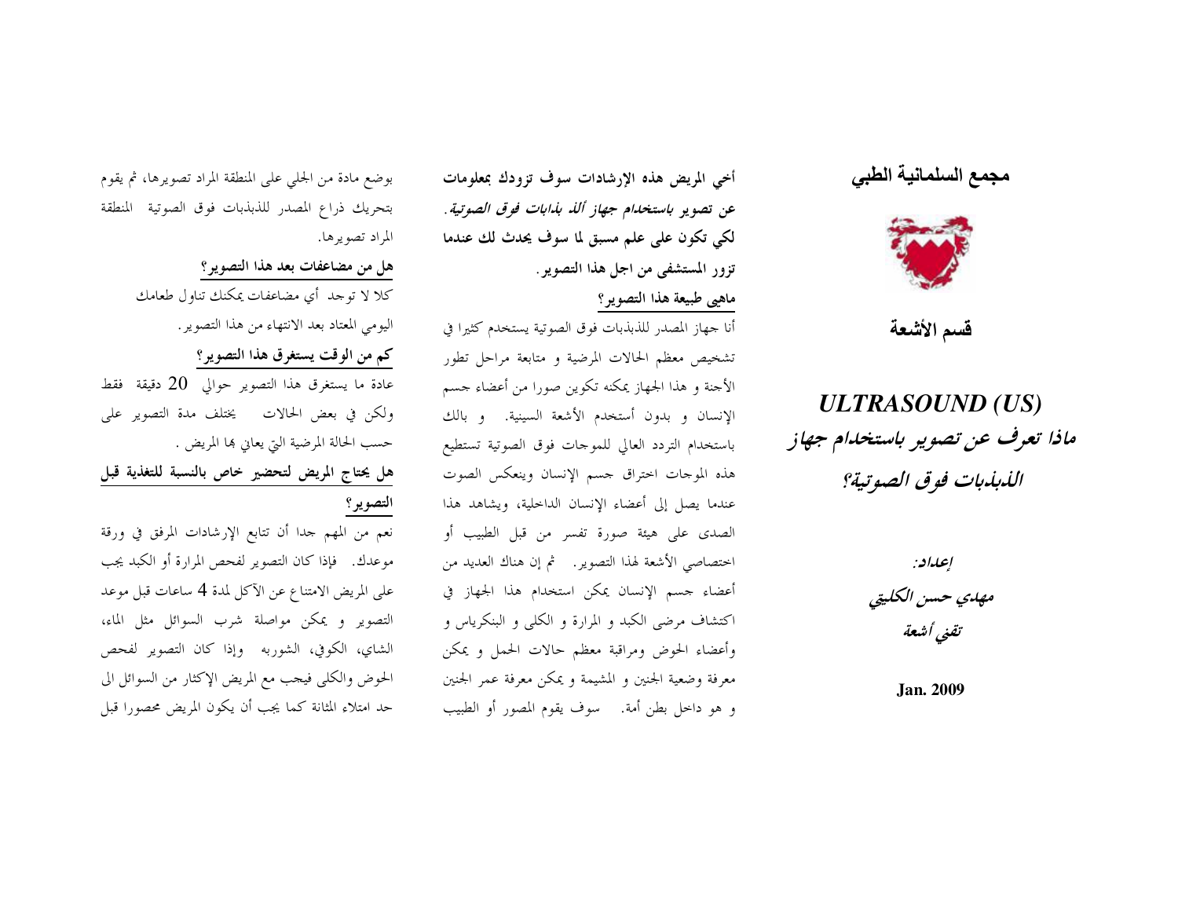## مجمع السلمانية الطبي

### قسم الأشعة

# ULTRASOUND (US)

## *ماذا تعرف عن تصوير باستخدام جهاز الذبذبات فوق الصوتية؟*

*إعداد:*

*مهدي حسن الكليتي*

*تقني أشعة*

**Jan. 2009**

**أخي المريض هذه الإرشادات سوف تزودك بمعلومات عن تصوير *باستخدام جهاز ألذ بذابات فوق الصوتية*. لكي تكون على علم مسبق لما سوف يحدث لك عندما تزور المستشفى من اجل هذا التصوير.**

**ماهي طبيعة هذا التصوير؟**

أنا جهاز المصدر للذبذبات فوق الصوتية يستخدم كثيرا في تشخيص معظم الحالات المرضية و متابعة مراحل تطور الأجنة و هذا الجهاز يمكنه تكوين صورا من أعضاء جسم الإنسان و بدون أستخدم الأشعة السينية. و بالك باستخدام التردد العالي للموجات فوق الصوتية تستطيع هذه الموجات اختراق جسم الإنسان وينعكس الصوت عندما يصل إلى أعضاء الإنسان الداخلية، ويشاهد هذا الصدى على هيئة صورة تفسر من قبل الطبيب أو اختصاصي الأشعة لهذا التصوير. ثم إن هناك العديد من أعضاء جسم الإنسان يمكن استخدام هذا الجهاز في اكتشاف مرضى الكبد و المرارة و الكلى و البنكرياس و وأعضاء الحوض ومراقبة معظم حالات الحمل و يمكن معرفة وضعية الجنين و المشيمة و يمكن معرفة عمر الجنين و هو داخل بطن أمة. سوف يقوم المصور أو الطبيب بوضع مادة من الجلي على المنطقة المراد تصويرها، ثم يقوم بتحريك ذراع المصدر للذبذبات فوق الصوتية المنطقة المراد تصويرها.

**هل من مضاعفات بعد هذا التصوير؟**

كلا لا توجد أي مضاعفات يمكنك تناول طعامك اليومي المعتاد بعد الانتهاء من هذا التصوير.

**كم من الوقت يستغرق هذا التصوير؟**

عادة ما يستغرق هذا التصوير حوالي 20 دقيقة فقط ولكن في بعض الحالات يختلف مدة التصوير على حسب الحالة المرضية التي يعاني بها المريض .

**هل يحتاج المريض لتحضير خاص بالنسبة للتغذية قبل التصوير؟**

نعم من المهم جدا أن تتابع الإرشادات المرفق في ورقة موعدك. فإذا كان التصوير لفحص المرارة أو الكبد يجب على المريض الامتناع عن الآكل لمدة 4 ساعات قبل موعد التصوير و يمكن مواصلة شرب السوائل مثل الماء، الشاي، الكوفي، الشوربه وإذا كان التصوير لفحص الحوض والكلى فيجب مع المريض الإكثار من السوائل الى حد امتلاء المثانة كما يجب أن يكون المريض محصورا قبل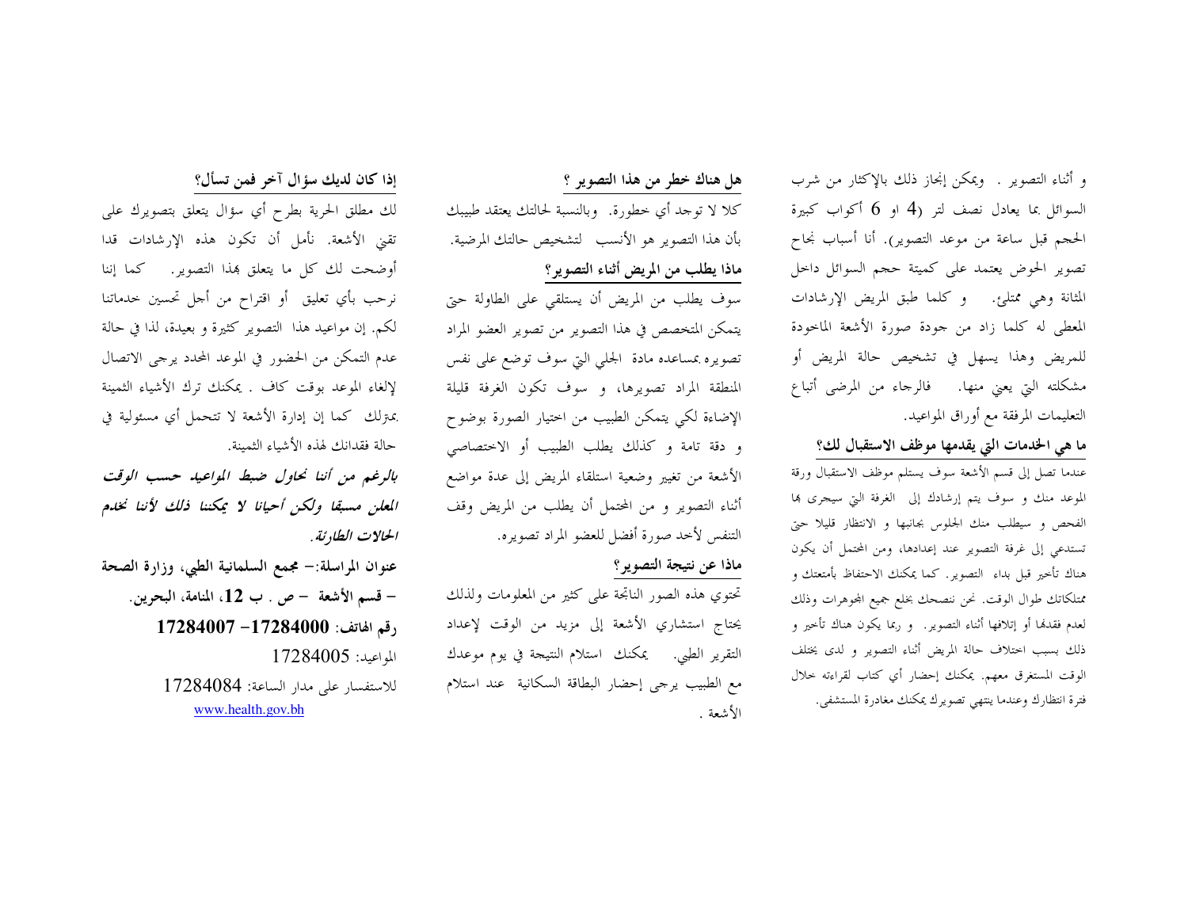و أثناء التصوير . ويمكن إنجاز ذلك بالإكثار من شرب السوائل بما يعادل نصف لتر (4 او 6 أكواب كبيرة الحجم قبل ساعة من موعد التصوير). أنا أسباب نجاح تصوير الحوض يعتمد على كمية حجم السوائل داخل المثانة وهي ممتلئ. و كلما طبق المريض الإرشادات المعطى له كلما زاد من جودة صورة الأشعة الماخوذة للمريض وهذا يسهل في تشخيص حالة المريض أو مشكلته التي يعني منها. فالرجاء من المرضى أتباع التعليمات المرفقة مع أوراق المواعيد.

## ما هي الخدمات التي يقدمها موظف الاستقبال لك؟

عندما تصل إلى قسم الأشعة سوف يستلم موظف الاستقبال ورقة الموعد منك و سوف يتم إرشادك إلى الغرفة التي سيجرى بها الفحص و سيطلب منك الجلوس بجانبها و الانتظار قليلا حتى تستدعي إلى غرفة التصوير عند إعدادها، ومن المحتمل أن يكون هناك تأخير قبل بداء التصوير. كما يمكنك الاحتفاظ بأمتعتك و ممتلكاتك طوال الوقت. نحن ننصحك بخلع جميع المجوهرات وذلك لعدم فقدها أو إتلافها أثناء التصوير. و ربما يكون هناك تأخير و ذلك بسبب اختلاف حالة المريض أثناء التصوير و لدى يختلف الوقت المستغرق معهم. يمكنك إحضار أي كتاب لقراءته خلال فترة انتظارك وعندما ينتهي تصويرك يمكنك مغادرة المستشفى.

## هل هناك خطر من هذا التصوير ؟

كلا لا توجد أي خطورة. وبالنسبة لحالتك يعتقد طبيبك بأن هذا التصوير هو الأنسب لتشخيص حالتك المرضية.

## ماذا يطلب من المريض أثناء التصوير؟

سوف يطلب من المريض أن يستلقي على الطاولة حتى يتمكن المتخصص في هذا التصوير من تصوير العضو المراد تصويره بمساعده مادة الجلي التي سوف توضع على نفس المنطقة المراد تصويرها، و سوف تكون الغرفة قليلة الإضاءة لكي يتمكن الطبيب من اختيار الصورة بوضوح و دقة تامة و كذلك يطلب الطبيب أو الاختصاصي الأشعة من تغيير وضعية استلقاء المريض إلى عدة مواضع أثناء التصوير و من المحتمل أن يطلب من المريض وقف التنفس لأخذ صورة أفضل للعضو المراد تصويره.

## ماذا عن نتيجة التصوير؟

تحتوي هذه الصور الناتجة على كثير من المعلومات ولذلك يحتاج استشاري الأشعة إلى مزيد من الوقت لإعداد التقرير الطبي. يمكنك استلام النتيجة في يوم موعدك مع الطبيب يرجى إحضار البطاقة السكانية عند استلام الأشعة .

## إذا كان لديك سؤال آخر فمن تسأل؟

لك مطلق الحرية بطرح أي سؤال يتعلق بتصويرك على تقني الأشعة. نأمل أن تكون هذه الإرشادات قدا أوضحت لك كل ما يتعلق بهذا التصوير. كما إننا نرحب بأي تعليق أو اقتراح من أجل تحسين خدماتنا لكم. إن مواعيد هذا التصوير كثيرة و بعيدة، لذا في حالة عدم التمكن من الحضور في الموعد المحدد يرجى الاتصال لإلغاء الموعد بوقت كاف . يمكنك ترك الأشياء الثمينة بمنزلك كما إن إدارة الأشعة لا تتحمل أي مسئولية في حالة فقدانك لهذه الأشياء الثمينة.

***بالرغم من أننا نحاول ضبط المواعيد حسب الوقت المعلن مسبقا ولكن أحيانا لا يمكننا ذلك لأننا نخدم الحالات الطارئة.***

**عنوان المراسلة:– مجمع السلمانية الطبي، وزارة الصحة – قسم الأشعة – ص . ب 12، المنامة، البحرين.**

**رقم الهاتف: 17284000 –17284007**

المواعيد: 17284005

للاستفسار على مدار الساعة: 17284084

www.health.gov.bh